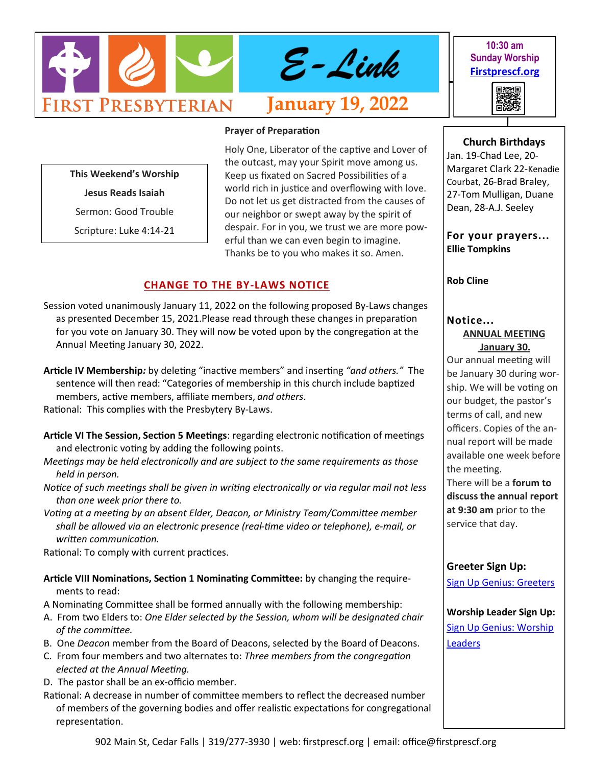# E-Link

**FIRST PRESBYTERIAN** | **January 19, 2022**

**10:30 am Sunday Worship**
**Firstprescf.org**

**This Weekend's Worship**

**Jesus Reads Isaiah**

Sermon: Good Trouble

Scripture: Luke 4:14-21

**Prayer of Preparation**

Holy One, Liberator of the captive and Lover of the outcast, may your Spirit move among us. Keep us fixated on Sacred Possibilities of a world rich in justice and overflowing with love. Do not let us get distracted from the causes of our neighbor or swept away by the spirit of despair. For in you, we trust we are more powerful than we can even begin to imagine. Thanks be to you who makes it so. Amen.

## CHANGE TO THE BY-LAWS NOTICE

Session voted unanimously January 11, 2022 on the following proposed By-Laws changes as presented December 15, 2021.Please read through these changes in preparation for you vote on January 30. They will now be voted upon by the congregation at the Annual Meeting January 30, 2022.

**Article IV Membership***:* by deleting "inactive members" and inserting *"and others."* The sentence will then read: "Categories of membership in this church include baptized members, active members, affiliate members, *and others*.

Rational: This complies with the Presbytery By-Laws.

**Article VI The Session, Section 5 Meetings**: regarding electronic notification of meetings and electronic voting by adding the following points.

*Meetings may be held electronically and are subject to the same requirements as those held in person.*

*Notice of such meetings shall be given in writing electronically or via regular mail not less than one week prior there to.*

*Voting at a meeting by an absent Elder, Deacon, or Ministry Team/Committee member shall be allowed via an electronic presence (real-time video or telephone), e-mail, or written communication.*

Rational: To comply with current practices.

**Article VIII Nominations, Section 1 Nominating Committee:** by changing the requirements to read:

A Nominating Committee shall be formed annually with the following membership:

A. From two Elders to: *One Elder selected by the Session, whom will be designated chair of the committee.*
B. One *Deacon* member from the Board of Deacons, selected by the Board of Deacons.
C. From four members and two alternates to: *Three members from the congregation elected at the Annual Meeting.*
D. The pastor shall be an ex-officio member.

Rational: A decrease in number of committee members to reflect the decreased number of members of the governing bodies and offer realistic expectations for congregational representation.

**Church Birthdays**

Jan. 19-Chad Lee, 20-Margaret Clark 22-Kenadie Courbat, 26-Brad Braley, 27-Tom Mulligan, Duane Dean, 28-A.J. Seeley

**For your prayers...**

**Ellie Tompkins**

**Rob Cline**

**Notice...**

**ANNUAL MEETING January 30.**

Our annual meeting will be January 30 during worship. We will be voting on our budget, the pastor's terms of call, and new officers. Copies of the annual report will be made available one week before the meeting.

There will be a **forum to discuss the annual report at 9:30 am** prior to the service that day.

**Greeter Sign Up:**

Sign Up Genius: Greeters

**Worship Leader Sign Up:**

Sign Up Genius: Worship Leaders

902 Main St, Cedar Falls | 319/277-3930 | web: firstprescf.org | email: office@firstprescf.org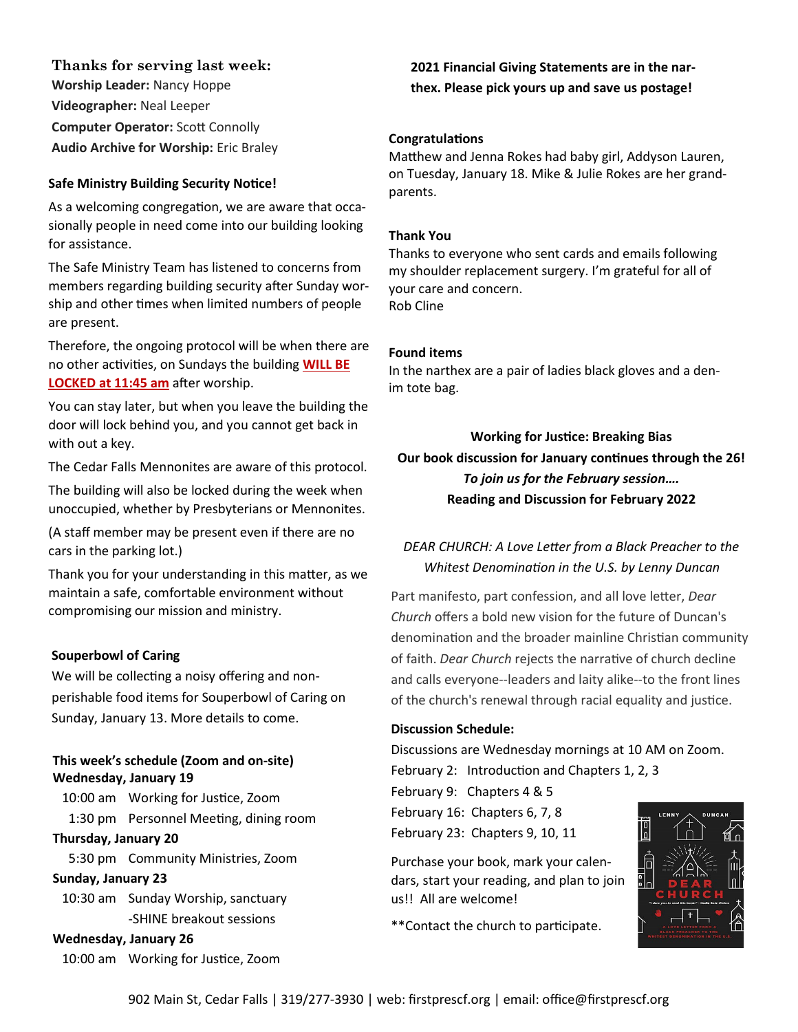### Thanks for serving last week:

**Worship Leader:** Nancy Hoppe
**Videographer:** Neal Leeper
**Computer Operator:** Scott Connolly
**Audio Archive for Worship:** Eric Braley

**Safe Ministry Building Security Notice!**

As a welcoming congregation, we are aware that occasionally people in need come into our building looking for assistance.

The Safe Ministry Team has listened to concerns from members regarding building security after Sunday worship and other times when limited numbers of people are present.

Therefore, the ongoing protocol will be when there are no other activities, on Sundays the building **WILL BE LOCKED at 11:45 am** after worship.

You can stay later, but when you leave the building the door will lock behind you, and you cannot get back in with out a key.

The Cedar Falls Mennonites are aware of this protocol.

The building will also be locked during the week when unoccupied, whether by Presbyterians or Mennonites.

(A staff member may be present even if there are no cars in the parking lot.)

Thank you for your understanding in this matter, as we maintain a safe, comfortable environment without compromising our mission and ministry.

**Souperbowl of Caring**

We will be collecting a noisy offering and non-perishable food items for Souperbowl of Caring on Sunday, January 13. More details to come.

**This week's schedule (Zoom and on-site)**

**Wednesday, January 19**
10:00 am Working for Justice, Zoom
1:30 pm Personnel Meeting, dining room

**Thursday, January 20**
5:30 pm Community Ministries, Zoom

**Sunday, January 23**
10:30 am Sunday Worship, sanctuary
-SHINE breakout sessions

**Wednesday, January 26**
10:00 am Working for Justice, Zoom

**2021 Financial Giving Statements are in the narthex. Please pick yours up and save us postage!**

**Congratulations**

Matthew and Jenna Rokes had baby girl, Addyson Lauren, on Tuesday, January 18. Mike & Julie Rokes are her grandparents.

**Thank You**

Thanks to everyone who sent cards and emails following my shoulder replacement surgery. I'm grateful for all of your care and concern.
Rob Cline

**Found items**

In the narthex are a pair of ladies black gloves and a denim tote bag.

**Working for Justice: Breaking Bias**
**Our book discussion for January continues through the 26!**
***To join us for the February session….***
**Reading and Discussion for February 2022**

*DEAR CHURCH: A Love Letter from a Black Preacher to the Whitest Denomination in the U.S. by Lenny Duncan*

Part manifesto, part confession, and all love letter, *Dear Church* offers a bold new vision for the future of Duncan's denomination and the broader mainline Christian community of faith. *Dear Church* rejects the narrative of church decline and calls everyone--leaders and laity alike--to the front lines of the church's renewal through racial equality and justice.

**Discussion Schedule:**

Discussions are Wednesday mornings at 10 AM on Zoom.
February 2: Introduction and Chapters 1, 2, 3
February 9: Chapters 4 & 5
February 16: Chapters 6, 7, 8
February 23: Chapters 9, 10, 11

Purchase your book, mark your calendars, start your reading, and plan to join us!! All are welcome!

**Contact the church to participate.

902 Main St, Cedar Falls | 319/277-3930 | web: firstprescf.org | email: office@firstprescf.org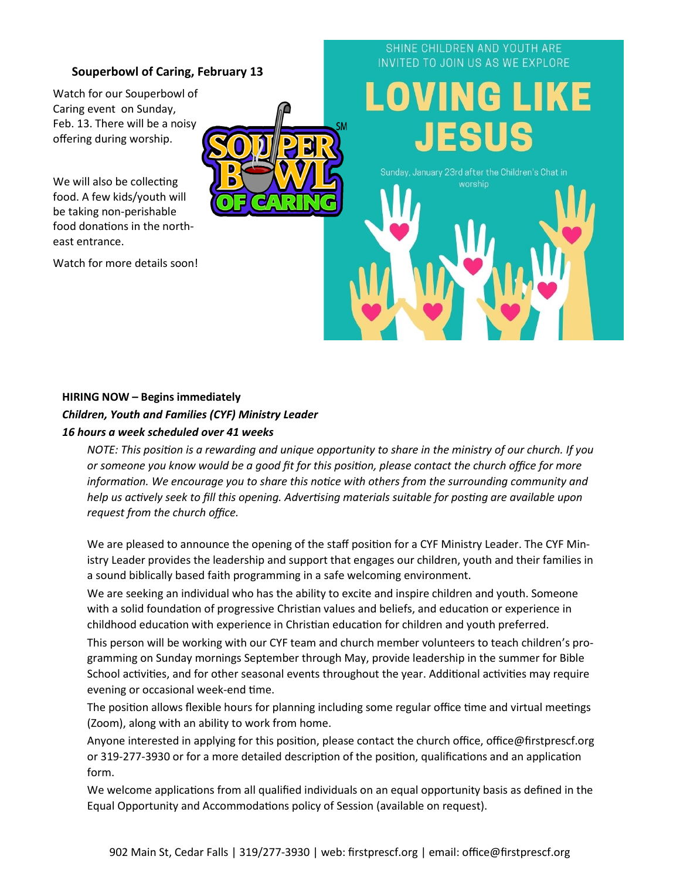### Souperbowl of Caring, February 13

Watch for our Souperbowl of Caring event on Sunday, Feb. 13. There will be a noisy offering during worship.

We will also be collecting food. A few kids/youth will be taking non-perishable food donations in the north-east entrance.

Watch for more details soon!

SHINE CHILDREN AND YOUTH ARE INVITED TO JOIN US AS WE EXPLORE

# LOVING LIKE JESUS

Sunday, January 23rd after the Children's Chat in worship

**HIRING NOW – Begins immediately**

***Children, Youth and Families (CYF) Ministry Leader***

***16 hours a week scheduled over 41 weeks***

*NOTE: This position is a rewarding and unique opportunity to share in the ministry of our church. If you or someone you know would be a good fit for this position, please contact the church office for more information. We encourage you to share this notice with others from the surrounding community and help us actively seek to fill this opening. Advertising materials suitable for posting are available upon request from the church office.*

We are pleased to announce the opening of the staff position for a CYF Ministry Leader. The CYF Ministry Leader provides the leadership and support that engages our children, youth and their families in a sound biblically based faith programming in a safe welcoming environment.

We are seeking an individual who has the ability to excite and inspire children and youth. Someone with a solid foundation of progressive Christian values and beliefs, and education or experience in childhood education with experience in Christian education for children and youth preferred.

This person will be working with our CYF team and church member volunteers to teach children's programming on Sunday mornings September through May, provide leadership in the summer for Bible School activities, and for other seasonal events throughout the year. Additional activities may require evening or occasional week-end time.

The position allows flexible hours for planning including some regular office time and virtual meetings (Zoom), along with an ability to work from home.

Anyone interested in applying for this position, please contact the church office, office@firstprescf.org or 319-277-3930 or for a more detailed description of the position, qualifications and an application form.

We welcome applications from all qualified individuals on an equal opportunity basis as defined in the Equal Opportunity and Accommodations policy of Session (available on request).